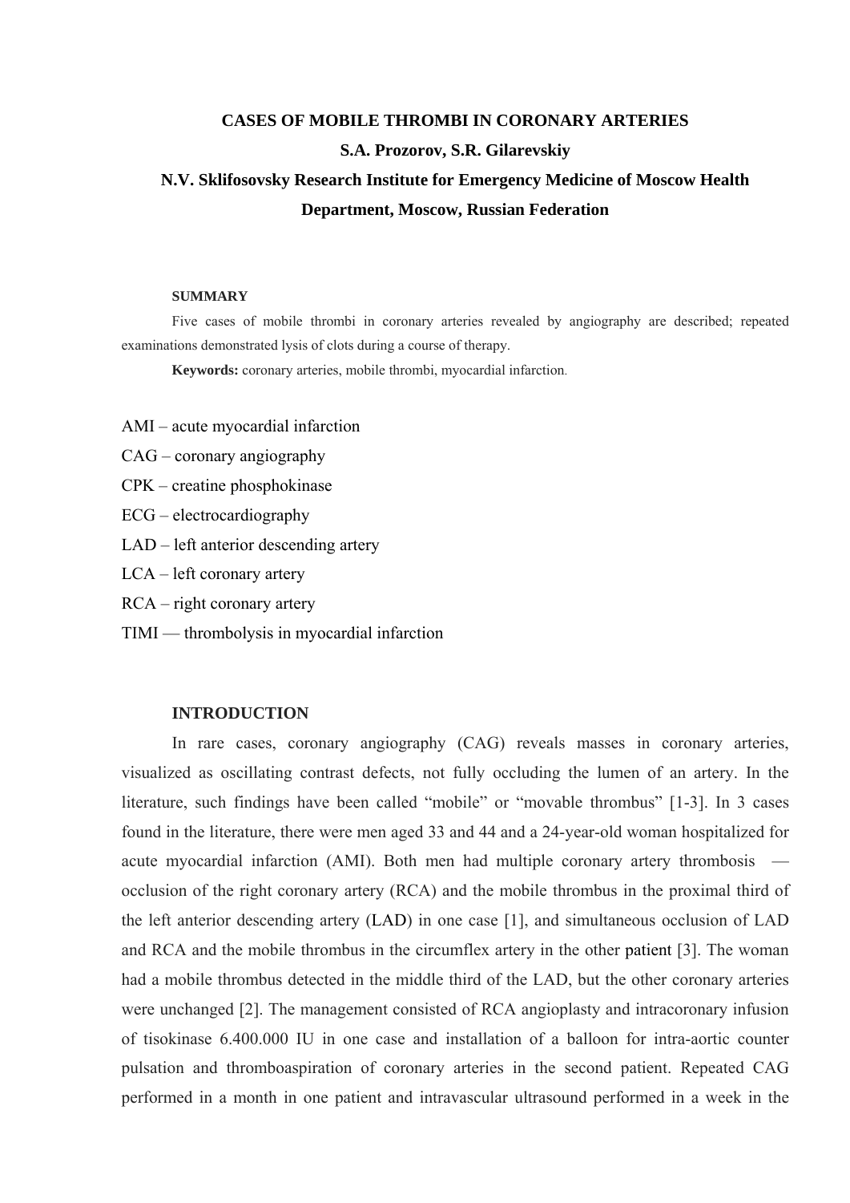# CASES OF MOBILE THROMBI IN CORONARY ARTERIES

**S.A. Prozorov, S.R. Gilarevskiy**

**N.V. Sklifosovsky Research Institute for Emergency Medicine of Moscow Health Department, Moscow, Russian Federation**

**SUMMARY**

Five cases of mobile thrombi in coronary arteries revealed by angiography are described; repeated examinations demonstrated lysis of clots during a course of therapy.

**Keywords:** coronary arteries, mobile thrombi, myocardial infarction.

AMI – acute myocardial infarction

CAG – coronary angiography

CPK – creatine phosphokinase

ECG – electrocardiography

LAD – left anterior descending artery

LCA – left coronary artery

RCA – right coronary artery

TIMI — thrombolysis in myocardial infarction

## INTRODUCTION

In rare cases, coronary angiography (CAG) reveals masses in coronary arteries, visualized as oscillating contrast defects, not fully occluding the lumen of an artery. In the literature, such findings have been called "mobile" or "movable thrombus" [1-3]. In 3 cases found in the literature, there were men aged 33 and 44 and a 24-year-old woman hospitalized for acute myocardial infarction (AMI). Both men had multiple coronary artery thrombosis — occlusion of the right coronary artery (RCA) and the mobile thrombus in the proximal third of the left anterior descending artery (LAD) in one case [1], and simultaneous occlusion of LAD and RCA and the mobile thrombus in the circumflex artery in the other patient [3]. The woman had a mobile thrombus detected in the middle third of the LAD, but the other coronary arteries were unchanged [2]. The management consisted of RCA angioplasty and intracoronary infusion of tisokinase 6.400.000 IU in one case and installation of a balloon for intra-aortic counter pulsation and thromboaspiration of coronary arteries in the second patient. Repeated CAG performed in a month in one patient and intravascular ultrasound performed in a week in the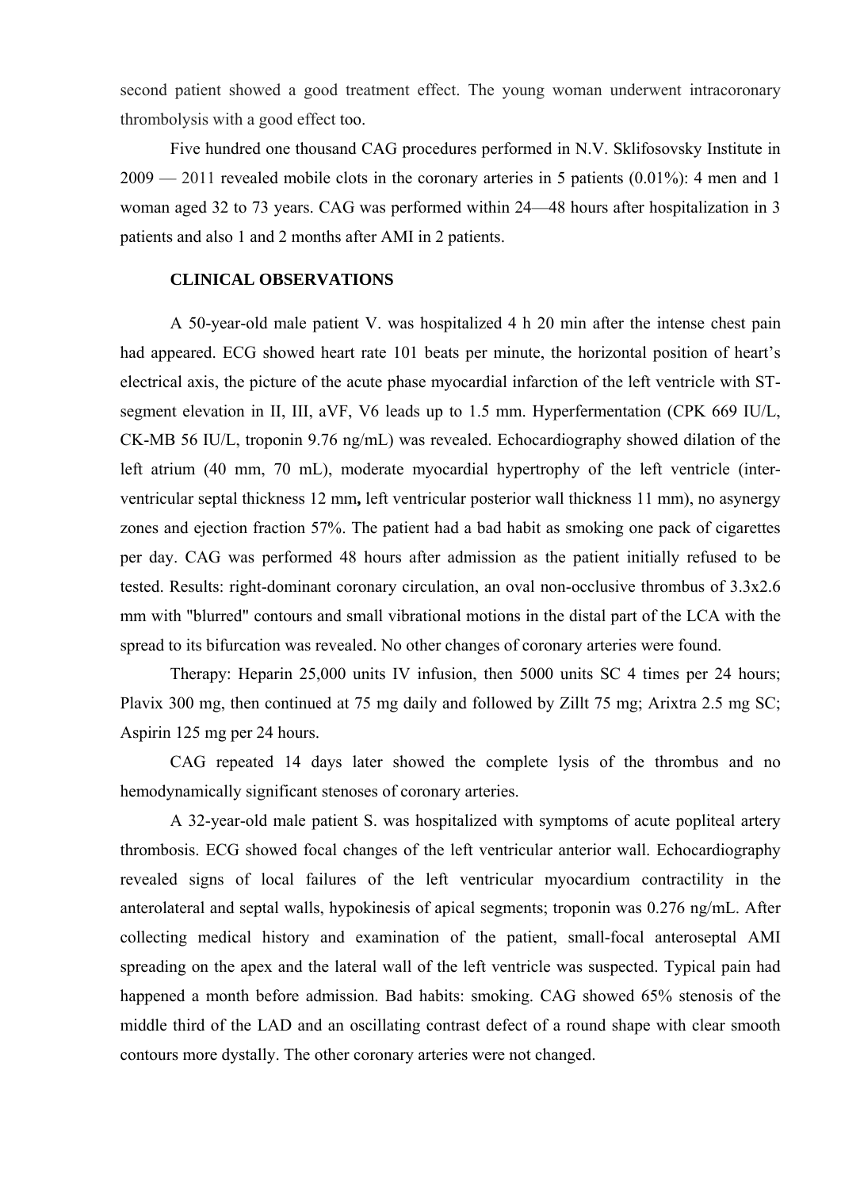second patient showed a good treatment effect. The young woman underwent intracoronary thrombolysis with a good effect too.

Five hundred one thousand CAG procedures performed in N.V. Sklifosovsky Institute in 2009 — 2011 revealed mobile clots in the coronary arteries in 5 patients (0.01%): 4 men and 1 woman aged 32 to 73 years. CAG was performed within 24—48 hours after hospitalization in 3 patients and also 1 and 2 months after AMI in 2 patients.

## CLINICAL OBSERVATIONS

A 50-year-old male patient V. was hospitalized 4 h 20 min after the intense chest pain had appeared. ECG showed heart rate 101 beats per minute, the horizontal position of heart's electrical axis, the picture of the acute phase myocardial infarction of the left ventricle with ST-segment elevation in II, III, aVF, V6 leads up to 1.5 mm. Hyperfermentation (CPK 669 IU/L, CK-MB 56 IU/L, troponin 9.76 ng/mL) was revealed. Echocardiography showed dilation of the left atrium (40 mm, 70 mL), moderate myocardial hypertrophy of the left ventricle (inter-ventricular septal thickness 12 mm**,** left ventricular posterior wall thickness 11 mm), no asynergy zones and ejection fraction 57%. The patient had a bad habit as smoking one pack of cigarettes per day. CAG was performed 48 hours after admission as the patient initially refused to be tested. Results: right-dominant coronary circulation, an oval non-occlusive thrombus of 3.3x2.6 mm with "blurred" contours and small vibrational motions in the distal part of the LCA with the spread to its bifurcation was revealed. No other changes of coronary arteries were found.

Therapy: Heparin 25,000 units IV infusion, then 5000 units SC 4 times per 24 hours; Plavix 300 mg, then continued at 75 mg daily and followed by Zillt 75 mg; Arixtra 2.5 mg SC; Aspirin 125 mg per 24 hours.

CAG repeated 14 days later showed the complete lysis of the thrombus and no hemodynamically significant stenoses of coronary arteries.

A 32-year-old male patient S. was hospitalized with symptoms of acute popliteal artery thrombosis. ECG showed focal changes of the left ventricular anterior wall. Echocardiography revealed signs of local failures of the left ventricular myocardium contractility in the anterolateral and septal walls, hypokinesis of apical segments; troponin was 0.276 ng/mL. After collecting medical history and examination of the patient, small-focal anteroseptal AMI spreading on the apex and the lateral wall of the left ventricle was suspected. Typical pain had happened a month before admission. Bad habits: smoking. CAG showed 65% stenosis of the middle third of the LAD and an oscillating contrast defect of a round shape with clear smooth contours more dystally. The other coronary arteries were not changed.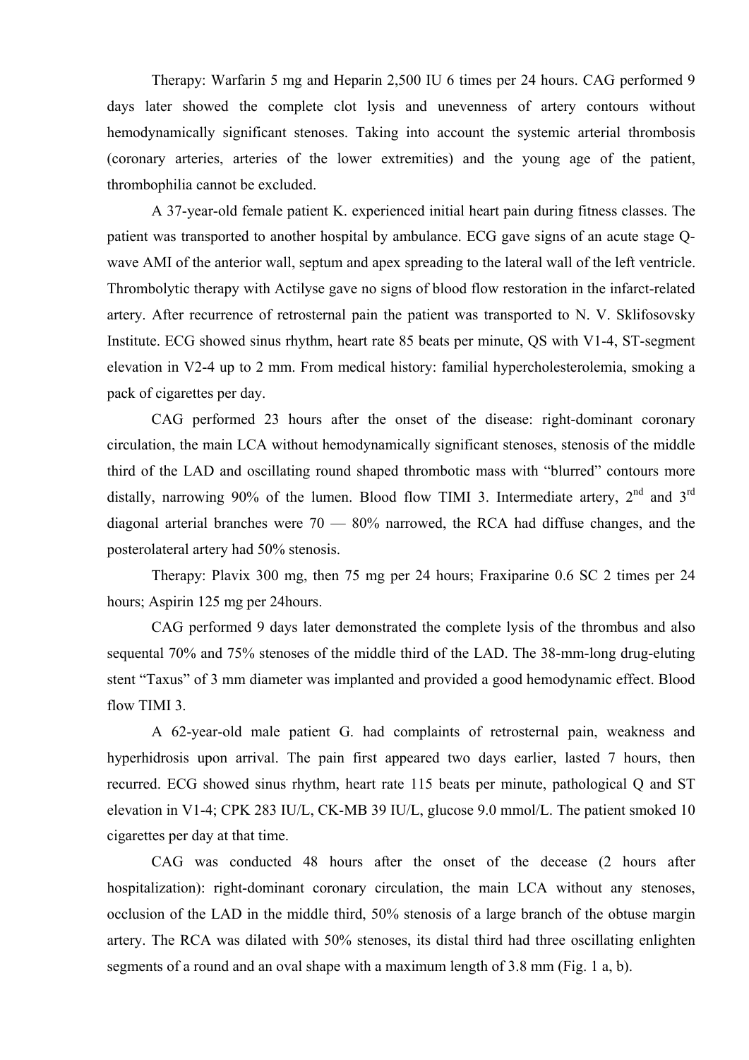Therapy: Warfarin 5 mg and Heparin 2,500 IU 6 times per 24 hours. CAG performed 9 days later showed the complete clot lysis and unevenness of artery contours without hemodynamically significant stenoses. Taking into account the systemic arterial thrombosis (coronary arteries, arteries of the lower extremities) and the young age of the patient, thrombophilia cannot be excluded.

A 37-year-old female patient K. experienced initial heart pain during fitness classes. The patient was transported to another hospital by ambulance. ECG gave signs of an acute stage Q-wave AMI of the anterior wall, septum and apex spreading to the lateral wall of the left ventricle. Thrombolytic therapy with Actilyse gave no signs of blood flow restoration in the infarct-related artery. After recurrence of retrosternal pain the patient was transported to N. V. Sklifosovsky Institute. ECG showed sinus rhythm, heart rate 85 beats per minute, QS with V1-4, ST-segment elevation in V2-4 up to 2 mm. From medical history: familial hypercholesterolemia, smoking a pack of cigarettes per day.

CAG performed 23 hours after the onset of the disease: right-dominant coronary circulation, the main LCA without hemodynamically significant stenoses, stenosis of the middle third of the LAD and oscillating round shaped thrombotic mass with "blurred" contours more distally, narrowing 90% of the lumen. Blood flow TIMI 3. Intermediate artery, 2nd and 3rd diagonal arterial branches were 70 — 80% narrowed, the RCA had diffuse changes, and the posterolateral artery had 50% stenosis.

Therapy: Plavix 300 mg, then 75 mg per 24 hours; Fraxiparine 0.6 SC 2 times per 24 hours; Aspirin 125 mg per 24hours.

CAG performed 9 days later demonstrated the complete lysis of the thrombus and also sequental 70% and 75% stenoses of the middle third of the LAD. The 38-mm-long drug-eluting stent "Taxus" of 3 mm diameter was implanted and provided a good hemodynamic effect. Blood flow TIMI 3.

A 62-year-old male patient G. had complaints of retrosternal pain, weakness and hyperhidrosis upon arrival. The pain first appeared two days earlier, lasted 7 hours, then recurred. ECG showed sinus rhythm, heart rate 115 beats per minute, pathological Q and ST elevation in V1-4; CPK 283 IU/L, CK-MB 39 IU/L, glucose 9.0 mmol/L. The patient smoked 10 cigarettes per day at that time.

CAG was conducted 48 hours after the onset of the decease (2 hours after hospitalization): right-dominant coronary circulation, the main LCA without any stenoses, occlusion of the LAD in the middle third, 50% stenosis of a large branch of the obtuse margin artery. The RCA was dilated with 50% stenoses, its distal third had three oscillating enlighten segments of a round and an oval shape with a maximum length of 3.8 mm (Fig. 1 a, b).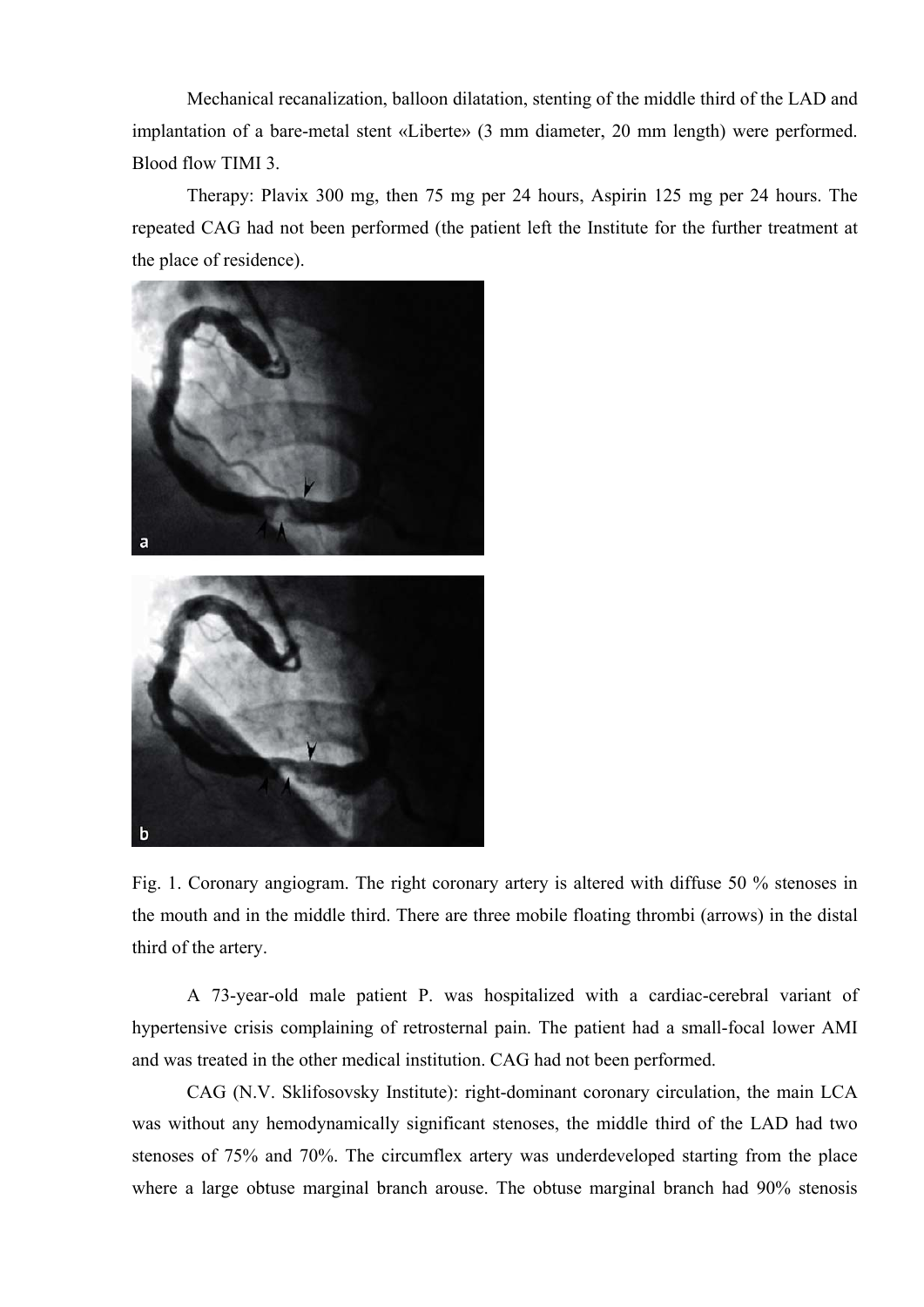Mechanical recanalization, balloon dilatation, stenting of the middle third of the LAD and implantation of a bare-metal stent «Liberte» (3 mm diameter, 20 mm length) were performed. Blood flow TIMI 3.

Therapy: Plavix 300 mg, then 75 mg per 24 hours, Aspirin 125 mg per 24 hours. The repeated CAG had not been performed (the patient left the Institute for the further treatment at the place of residence).

Fig. 1. Coronary angiogram. The right coronary artery is altered with diffuse 50 % stenoses in the mouth and in the middle third. There are three mobile floating thrombi (arrows) in the distal third of the artery.

A 73-year-old male patient P. was hospitalized with a cardiac-cerebral variant of hypertensive crisis complaining of retrosternal pain. The patient had a small-focal lower AMI and was treated in the other medical institution. CAG had not been performed.

CAG (N.V. Sklifosovsky Institute): right-dominant coronary circulation, the main LCA was without any hemodynamically significant stenoses, the middle third of the LAD had two stenoses of 75% and 70%. The circumflex artery was underdeveloped starting from the place where a large obtuse marginal branch arouse. The obtuse marginal branch had 90% stenosis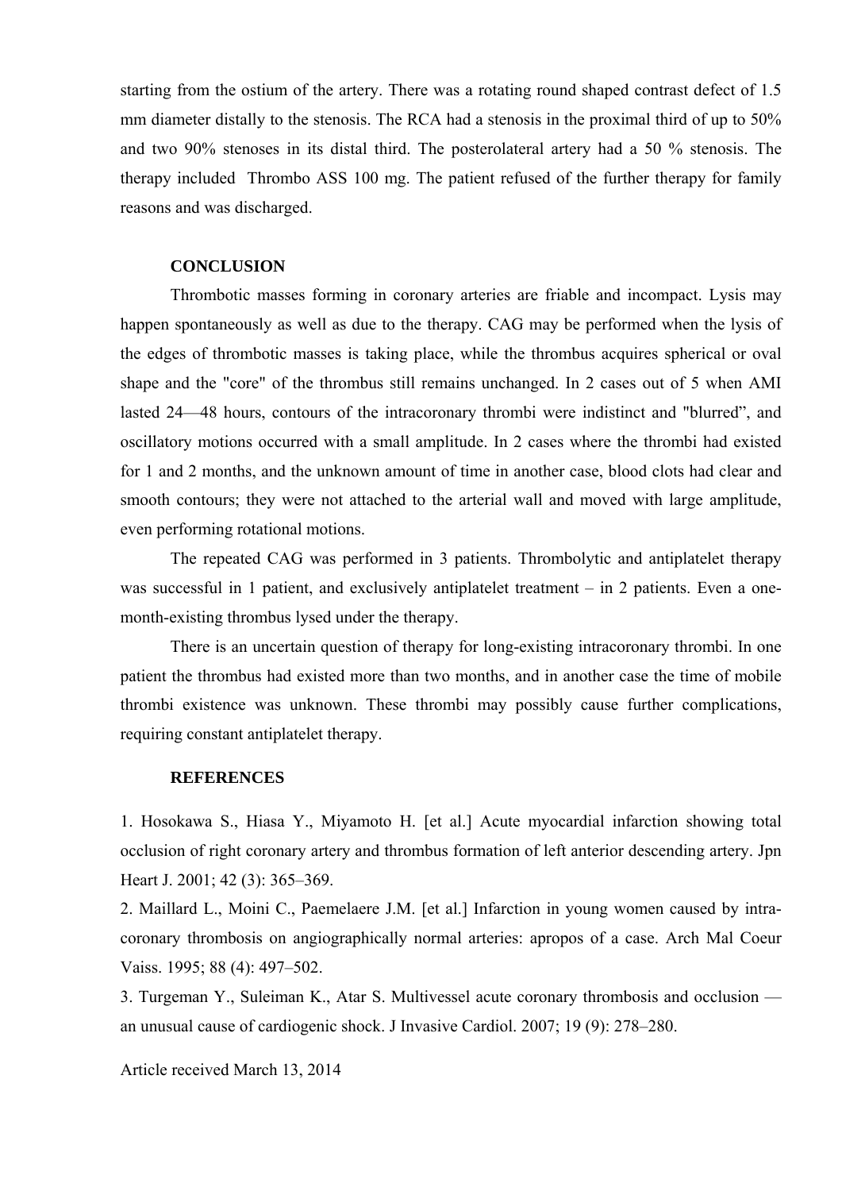starting from the ostium of the artery. There was a rotating round shaped contrast defect of 1.5 mm diameter distally to the stenosis. The RCA had a stenosis in the proximal third of up to 50% and two 90% stenoses in its distal third. The posterolateral artery had a 50 % stenosis. The therapy included Thrombo ASS 100 mg. The patient refused of the further therapy for family reasons and was discharged.

## CONCLUSION

Thrombotic masses forming in coronary arteries are friable and incompact. Lysis may happen spontaneously as well as due to the therapy. CAG may be performed when the lysis of the edges of thrombotic masses is taking place, while the thrombus acquires spherical or oval shape and the "core" of the thrombus still remains unchanged. In 2 cases out of 5 when AMI lasted 24—48 hours, contours of the intracoronary thrombi were indistinct and "blurred", and oscillatory motions occurred with a small amplitude. In 2 cases where the thrombi had existed for 1 and 2 months, and the unknown amount of time in another case, blood clots had clear and smooth contours; they were not attached to the arterial wall and moved with large amplitude, even performing rotational motions.

The repeated CAG was performed in 3 patients. Thrombolytic and antiplatelet therapy was successful in 1 patient, and exclusively antiplatelet treatment – in 2 patients. Even a one-month-existing thrombus lysed under the therapy.

There is an uncertain question of therapy for long-existing intracoronary thrombi. In one patient the thrombus had existed more than two months, and in another case the time of mobile thrombi existence was unknown. These thrombi may possibly cause further complications, requiring constant antiplatelet therapy.

## REFERENCES

1. Hosokawa S., Hiasa Y., Miyamoto H. [et al.] Acute myocardial infarction showing total occlusion of right coronary artery and thrombus formation of left anterior descending artery. Jpn Heart J. 2001; 42 (3): 365–369.
2. Maillard L., Moini C., Paemelaere J.M. [et al.] Infarction in young women caused by intra-coronary thrombosis on angiographically normal arteries: apropos of a case. Arch Mal Coeur Vaiss. 1995; 88 (4): 497–502.
3. Turgeman Y., Suleiman K., Atar S. Multivessel acute coronary thrombosis and occlusion — an unusual cause of cardiogenic shock. J Invasive Cardiol. 2007; 19 (9): 278–280.

Article received March 13, 2014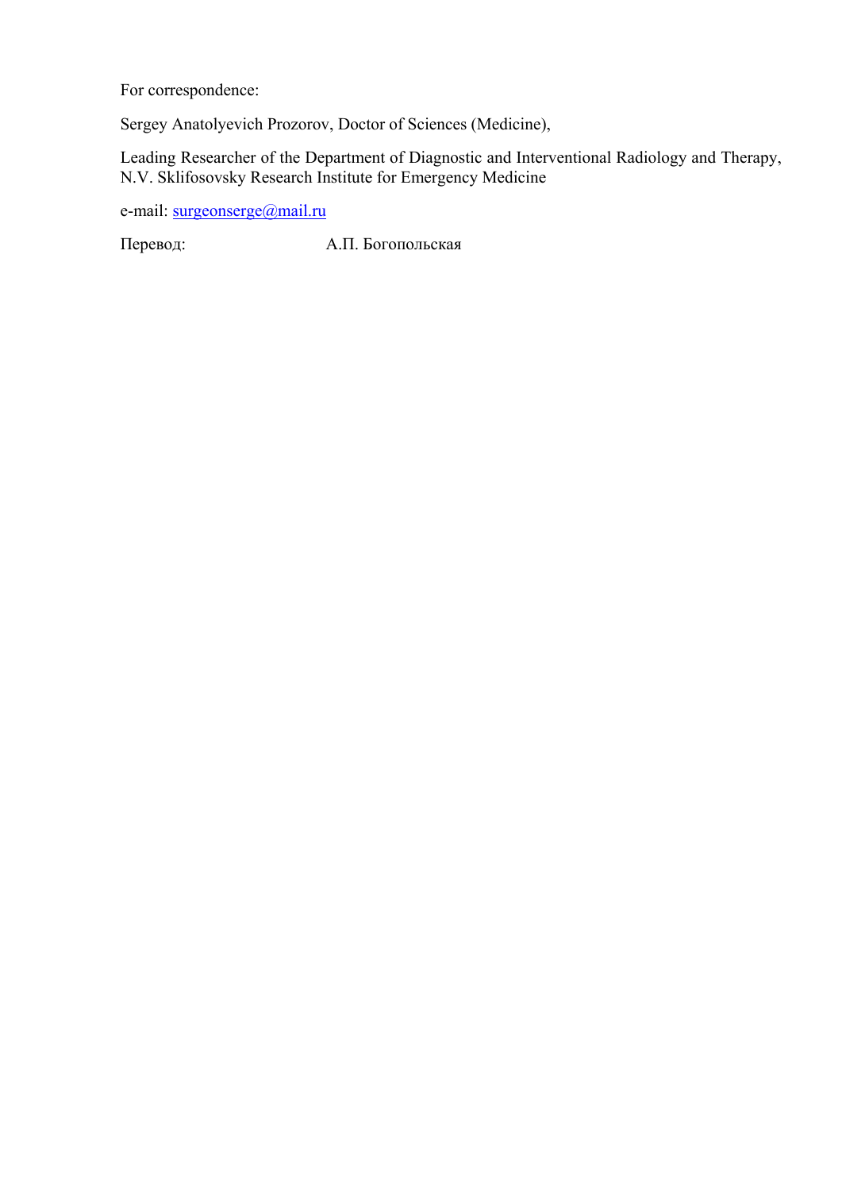For correspondence:

Sergey Anatolyevich Prozorov, Doctor of Sciences (Medicine),

Leading Researcher of the Department of Diagnostic and Interventional Radiology and Therapy, N.V. Sklifosovsky Research Institute for Emergency Medicine

e-mail: surgeonserge@mail.ru

Перевод: А.П. Богопольская